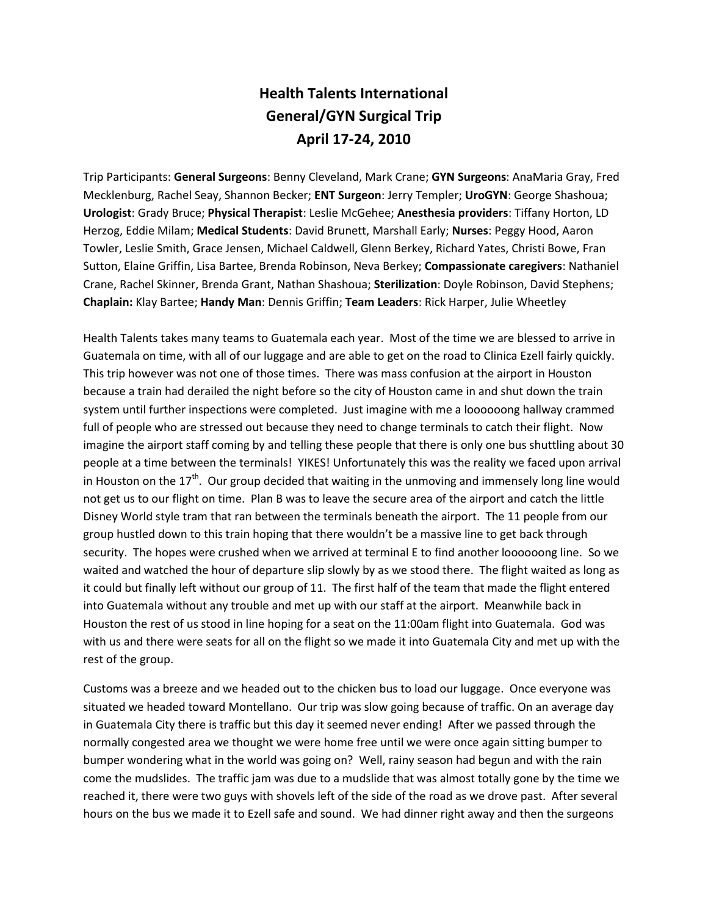# Health Talents International
## General/GYN Surgical Trip
## April 17-24, 2010

Trip Participants: **General Surgeons**: Benny Cleveland, Mark Crane; **GYN Surgeons**: AnaMaria Gray, Fred Mecklenburg, Rachel Seay, Shannon Becker; **ENT Surgeon**: Jerry Templer; **UroGYN**: George Shashoua; **Urologist**: Grady Bruce; **Physical Therapist**: Leslie McGehee; **Anesthesia providers**: Tiffany Horton, LD Herzog, Eddie Milam; **Medical Students**: David Brunett, Marshall Early; **Nurses**: Peggy Hood, Aaron Towler, Leslie Smith, Grace Jensen, Michael Caldwell, Glenn Berkey, Richard Yates, Christi Bowe, Fran Sutton, Elaine Griffin, Lisa Bartee, Brenda Robinson, Neva Berkey; **Compassionate caregivers**: Nathaniel Crane, Rachel Skinner, Brenda Grant, Nathan Shashoua; **Sterilization**: Doyle Robinson, David Stephens; **Chaplain:** Klay Bartee; **Handy Man**: Dennis Griffin; **Team Leaders**: Rick Harper, Julie Wheetley

Health Talents takes many teams to Guatemala each year. Most of the time we are blessed to arrive in Guatemala on time, with all of our luggage and are able to get on the road to Clinica Ezell fairly quickly. This trip however was not one of those times. There was mass confusion at the airport in Houston because a train had derailed the night before so the city of Houston came in and shut down the train system until further inspections were completed. Just imagine with me a loooooong hallway crammed full of people who are stressed out because they need to change terminals to catch their flight. Now imagine the airport staff coming by and telling these people that there is only one bus shuttling about 30 people at a time between the terminals! YIKES! Unfortunately this was the reality we faced upon arrival in Houston on the 17th. Our group decided that waiting in the unmoving and immensely long line would not get us to our flight on time. Plan B was to leave the secure area of the airport and catch the little Disney World style tram that ran between the terminals beneath the airport. The 11 people from our group hustled down to this train hoping that there wouldn't be a massive line to get back through security. The hopes were crushed when we arrived at terminal E to find another loooooong line. So we waited and watched the hour of departure slip slowly by as we stood there. The flight waited as long as it could but finally left without our group of 11. The first half of the team that made the flight entered into Guatemala without any trouble and met up with our staff at the airport. Meanwhile back in Houston the rest of us stood in line hoping for a seat on the 11:00am flight into Guatemala. God was with us and there were seats for all on the flight so we made it into Guatemala City and met up with the rest of the group.

Customs was a breeze and we headed out to the chicken bus to load our luggage. Once everyone was situated we headed toward Montellano. Our trip was slow going because of traffic. On an average day in Guatemala City there is traffic but this day it seemed never ending! After we passed through the normally congested area we thought we were home free until we were once again sitting bumper to bumper wondering what in the world was going on? Well, rainy season had begun and with the rain come the mudslides. The traffic jam was due to a mudslide that was almost totally gone by the time we reached it, there were two guys with shovels left of the side of the road as we drove past. After several hours on the bus we made it to Ezell safe and sound. We had dinner right away and then the surgeons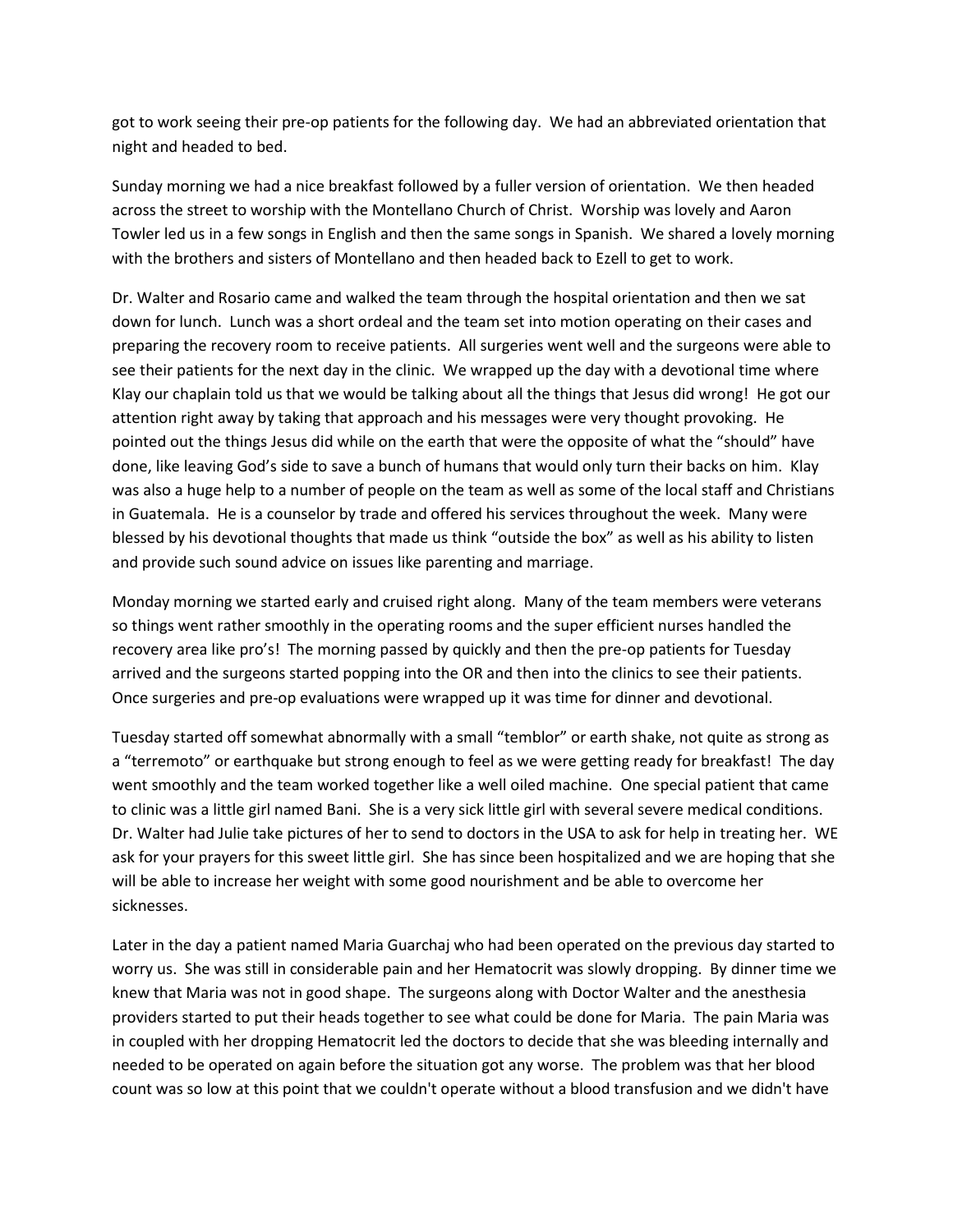got to work seeing their pre-op patients for the following day. We had an abbreviated orientation that night and headed to bed.

Sunday morning we had a nice breakfast followed by a fuller version of orientation. We then headed across the street to worship with the Montellano Church of Christ. Worship was lovely and Aaron Towler led us in a few songs in English and then the same songs in Spanish. We shared a lovely morning with the brothers and sisters of Montellano and then headed back to Ezell to get to work.

Dr. Walter and Rosario came and walked the team through the hospital orientation and then we sat down for lunch. Lunch was a short ordeal and the team set into motion operating on their cases and preparing the recovery room to receive patients. All surgeries went well and the surgeons were able to see their patients for the next day in the clinic. We wrapped up the day with a devotional time where Klay our chaplain told us that we would be talking about all the things that Jesus did wrong! He got our attention right away by taking that approach and his messages were very thought provoking. He pointed out the things Jesus did while on the earth that were the opposite of what the "should" have done, like leaving God's side to save a bunch of humans that would only turn their backs on him. Klay was also a huge help to a number of people on the team as well as some of the local staff and Christians in Guatemala. He is a counselor by trade and offered his services throughout the week. Many were blessed by his devotional thoughts that made us think "outside the box" as well as his ability to listen and provide such sound advice on issues like parenting and marriage.

Monday morning we started early and cruised right along. Many of the team members were veterans so things went rather smoothly in the operating rooms and the super efficient nurses handled the recovery area like pro's! The morning passed by quickly and then the pre-op patients for Tuesday arrived and the surgeons started popping into the OR and then into the clinics to see their patients. Once surgeries and pre-op evaluations were wrapped up it was time for dinner and devotional.

Tuesday started off somewhat abnormally with a small "temblor" or earth shake, not quite as strong as a "terremoto" or earthquake but strong enough to feel as we were getting ready for breakfast! The day went smoothly and the team worked together like a well oiled machine. One special patient that came to clinic was a little girl named Bani. She is a very sick little girl with several severe medical conditions. Dr. Walter had Julie take pictures of her to send to doctors in the USA to ask for help in treating her. WE ask for your prayers for this sweet little girl. She has since been hospitalized and we are hoping that she will be able to increase her weight with some good nourishment and be able to overcome her sicknesses.

Later in the day a patient named Maria Guarchaj who had been operated on the previous day started to worry us. She was still in considerable pain and her Hematocrit was slowly dropping. By dinner time we knew that Maria was not in good shape. The surgeons along with Doctor Walter and the anesthesia providers started to put their heads together to see what could be done for Maria. The pain Maria was in coupled with her dropping Hematocrit led the doctors to decide that she was bleeding internally and needed to be operated on again before the situation got any worse. The problem was that her blood count was so low at this point that we couldn't operate without a blood transfusion and we didn't have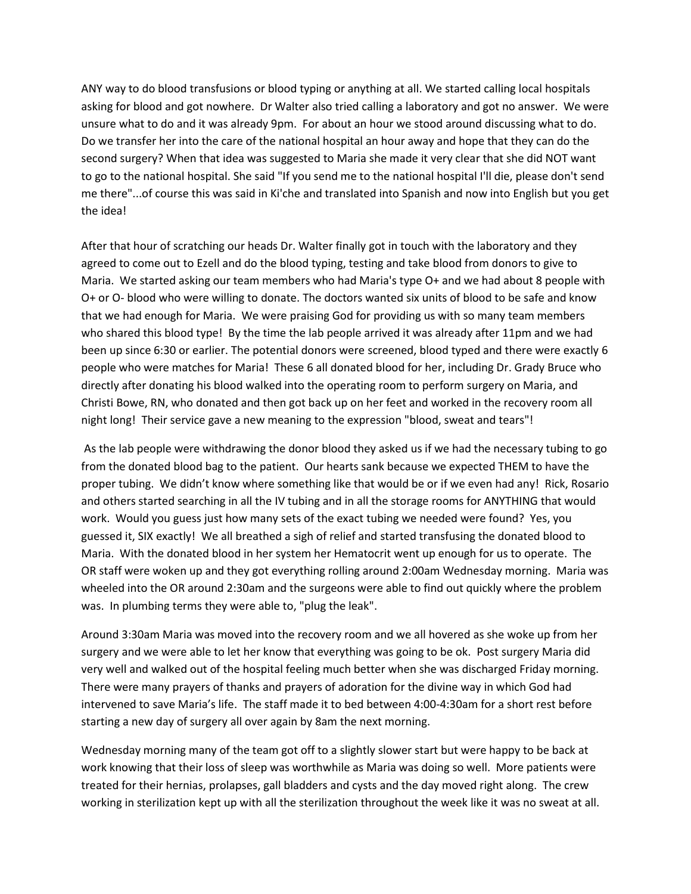ANY way to do blood transfusions or blood typing or anything at all. We started calling local hospitals asking for blood and got nowhere. Dr Walter also tried calling a laboratory and got no answer. We were unsure what to do and it was already 9pm. For about an hour we stood around discussing what to do. Do we transfer her into the care of the national hospital an hour away and hope that they can do the second surgery? When that idea was suggested to Maria she made it very clear that she did NOT want to go to the national hospital. She said "If you send me to the national hospital I'll die, please don't send me there"...of course this was said in Ki'che and translated into Spanish and now into English but you get the idea!

After that hour of scratching our heads Dr. Walter finally got in touch with the laboratory and they agreed to come out to Ezell and do the blood typing, testing and take blood from donors to give to Maria. We started asking our team members who had Maria's type O+ and we had about 8 people with O+ or O- blood who were willing to donate. The doctors wanted six units of blood to be safe and know that we had enough for Maria. We were praising God for providing us with so many team members who shared this blood type! By the time the lab people arrived it was already after 11pm and we had been up since 6:30 or earlier. The potential donors were screened, blood typed and there were exactly 6 people who were matches for Maria! These 6 all donated blood for her, including Dr. Grady Bruce who directly after donating his blood walked into the operating room to perform surgery on Maria, and Christi Bowe, RN, who donated and then got back up on her feet and worked in the recovery room all night long! Their service gave a new meaning to the expression "blood, sweat and tears"!

As the lab people were withdrawing the donor blood they asked us if we had the necessary tubing to go from the donated blood bag to the patient. Our hearts sank because we expected THEM to have the proper tubing. We didn't know where something like that would be or if we even had any! Rick, Rosario and others started searching in all the IV tubing and in all the storage rooms for ANYTHING that would work. Would you guess just how many sets of the exact tubing we needed were found? Yes, you guessed it, SIX exactly! We all breathed a sigh of relief and started transfusing the donated blood to Maria. With the donated blood in her system her Hematocrit went up enough for us to operate. The OR staff were woken up and they got everything rolling around 2:00am Wednesday morning. Maria was wheeled into the OR around 2:30am and the surgeons were able to find out quickly where the problem was. In plumbing terms they were able to, "plug the leak".

Around 3:30am Maria was moved into the recovery room and we all hovered as she woke up from her surgery and we were able to let her know that everything was going to be ok. Post surgery Maria did very well and walked out of the hospital feeling much better when she was discharged Friday morning. There were many prayers of thanks and prayers of adoration for the divine way in which God had intervened to save Maria's life. The staff made it to bed between 4:00-4:30am for a short rest before starting a new day of surgery all over again by 8am the next morning.

Wednesday morning many of the team got off to a slightly slower start but were happy to be back at work knowing that their loss of sleep was worthwhile as Maria was doing so well. More patients were treated for their hernias, prolapses, gall bladders and cysts and the day moved right along. The crew working in sterilization kept up with all the sterilization throughout the week like it was no sweat at all.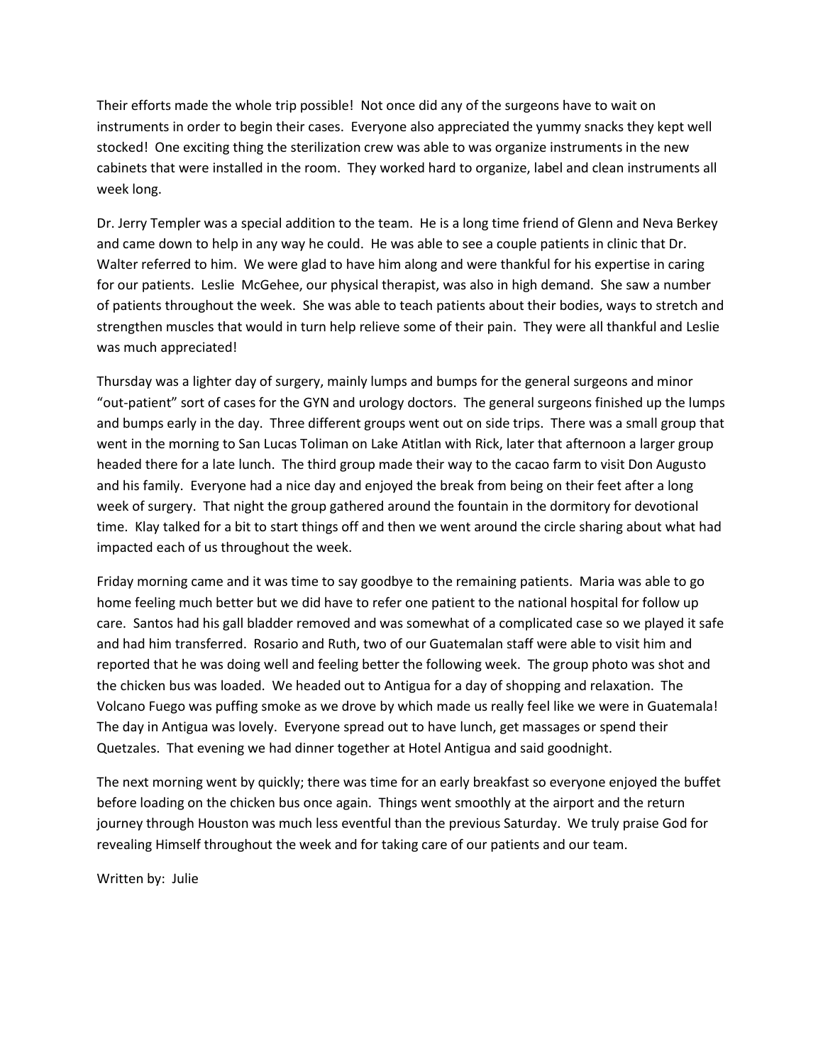Their efforts made the whole trip possible! Not once did any of the surgeons have to wait on instruments in order to begin their cases. Everyone also appreciated the yummy snacks they kept well stocked! One exciting thing the sterilization crew was able to was organize instruments in the new cabinets that were installed in the room. They worked hard to organize, label and clean instruments all week long.

Dr. Jerry Templer was a special addition to the team. He is a long time friend of Glenn and Neva Berkey and came down to help in any way he could. He was able to see a couple patients in clinic that Dr. Walter referred to him. We were glad to have him along and were thankful for his expertise in caring for our patients. Leslie McGehee, our physical therapist, was also in high demand. She saw a number of patients throughout the week. She was able to teach patients about their bodies, ways to stretch and strengthen muscles that would in turn help relieve some of their pain. They were all thankful and Leslie was much appreciated!

Thursday was a lighter day of surgery, mainly lumps and bumps for the general surgeons and minor "out-patient" sort of cases for the GYN and urology doctors. The general surgeons finished up the lumps and bumps early in the day. Three different groups went out on side trips. There was a small group that went in the morning to San Lucas Toliman on Lake Atitlan with Rick, later that afternoon a larger group headed there for a late lunch. The third group made their way to the cacao farm to visit Don Augusto and his family. Everyone had a nice day and enjoyed the break from being on their feet after a long week of surgery. That night the group gathered around the fountain in the dormitory for devotional time. Klay talked for a bit to start things off and then we went around the circle sharing about what had impacted each of us throughout the week.

Friday morning came and it was time to say goodbye to the remaining patients. Maria was able to go home feeling much better but we did have to refer one patient to the national hospital for follow up care. Santos had his gall bladder removed and was somewhat of a complicated case so we played it safe and had him transferred. Rosario and Ruth, two of our Guatemalan staff were able to visit him and reported that he was doing well and feeling better the following week. The group photo was shot and the chicken bus was loaded. We headed out to Antigua for a day of shopping and relaxation. The Volcano Fuego was puffing smoke as we drove by which made us really feel like we were in Guatemala! The day in Antigua was lovely. Everyone spread out to have lunch, get massages or spend their Quetzales. That evening we had dinner together at Hotel Antigua and said goodnight.

The next morning went by quickly; there was time for an early breakfast so everyone enjoyed the buffet before loading on the chicken bus once again. Things went smoothly at the airport and the return journey through Houston was much less eventful than the previous Saturday. We truly praise God for revealing Himself throughout the week and for taking care of our patients and our team.

Written by: Julie